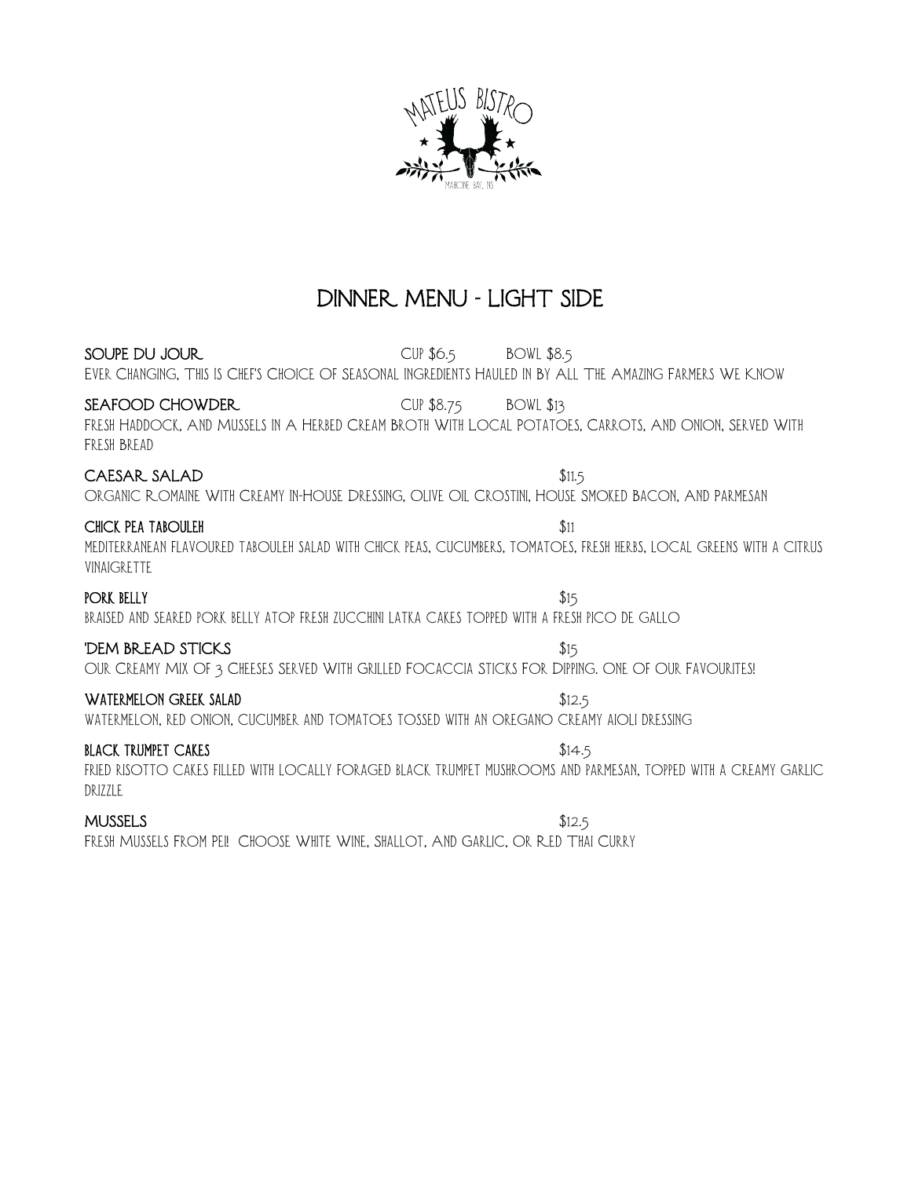MATEUS BISTRO

MAHONE BAY, NS

# DINNER MENU - LIGHT SIDE

**SOUPE DU JOUR** — CUP $6.5 — BOWL $8.5

EVER CHANGING, THIS IS CHEF'S CHOICE OF SEASONAL INGREDIENTS HAULED IN BY ALL THE AMAZING FARMERS WE KNOW

**SEAFOOD CHOWDER** — CUP $8.75 — BOWL $13

FRESH HADDOCK, AND MUSSELS IN A HERBED CREAM BROTH WITH LOCAL POTATOES, CARROTS, AND ONION, SERVED WITH FRESH BREAD

**CAESAR SALAD** — $11.5

ORGANIC ROMAINE WITH CREAMY IN-HOUSE DRESSING, OLIVE OIL CROSTINI, HOUSE SMOKED BACON, AND PARMESAN

**CHICK PEA TABOULEH** — $11

MEDITERRANEAN FLAVOURED TABOULEH SALAD WITH CHICK PEAS, CUCUMBERS, TOMATOES, FRESH HERBS, LOCAL GREENS WITH A CITRUS VINAIGRETTE

**PORK BELLY** — $15

BRAISED AND SEARED PORK BELLY ATOP FRESH ZUCCHINI LATKA CAKES TOPPED WITH A FRESH PICO DE GALLO

**'DEM BREAD STICKS** — $15

OUR CREAMY MIX OF 3 CHEESES SERVED WITH GRILLED FOCACCIA STICKS FOR DIPPING. ONE OF OUR FAVOURITES!

**WATERMELON GREEK SALAD** — $12.5

WATERMELON, RED ONION, CUCUMBER AND TOMATOES TOSSED WITH AN OREGANO CREAMY AIOLI DRESSING

**BLACK TRUMPET CAKES** — $14.5

FRIED RISOTTO CAKES FILLED WITH LOCALLY FORAGED BLACK TRUMPET MUSHROOMS AND PARMESAN, TOPPED WITH A CREAMY GARLIC DRIZZLE

**MUSSELS** — $12.5

FRESH MUSSELS FROM PEI! CHOOSE WHITE WINE, SHALLOT, AND GARLIC, OR RED THAI CURRY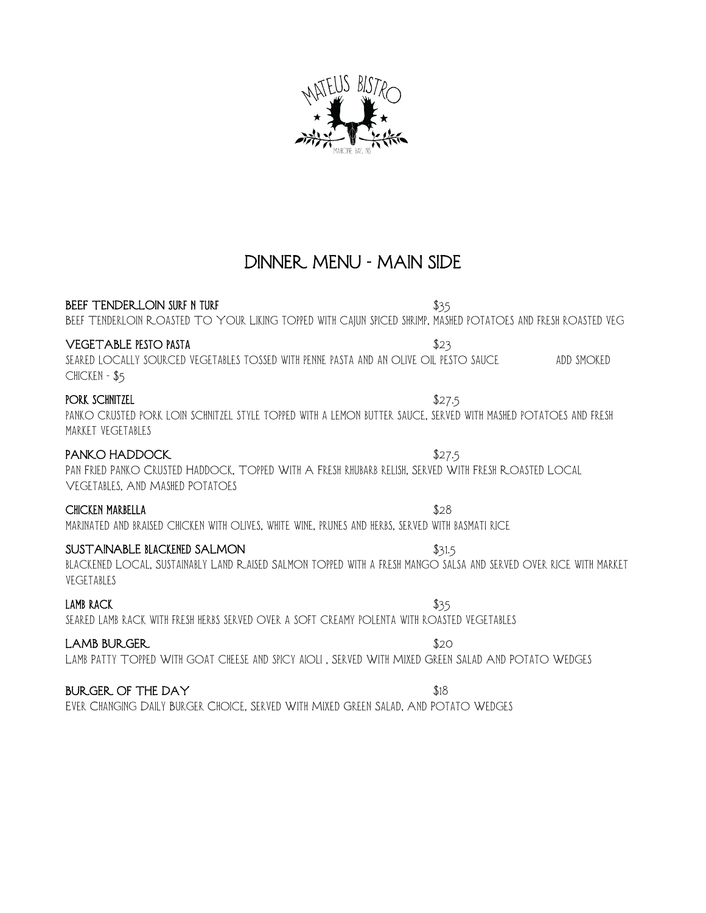MATEUS BISTRO

MAHONE BAY, NS

# DINNER MENU - MAIN SIDE

**BEEF TENDERLOIN SURF N TURF** $35

BEEF TENDERLOIN ROASTED TO YOUR LIKING TOPPED WITH CAJUN SPICED SHRIMP, MASHED POTATOES AND FRESH ROASTED VEG

**VEGETABLE PESTO PASTA** $23

SEARED LOCALLY SOURCED VEGETABLES TOSSED WITH PENNE PASTA AND AN OLIVE OIL PESTO SAUCE ADD SMOKED CHICKEN - $5

**PORK SCHNITZEL** $27.5

PANKO CRUSTED PORK LOIN SCHNITZEL STYLE TOPPED WITH A LEMON BUTTER SAUCE, SERVED WITH MASHED POTATOES AND FRESH MARKET VEGETABLES

**PANKO HADDOCK** $27.5

PAN FRIED PANKO CRUSTED HADDOCK, TOPPED WITH A FRESH RHUBARB RELISH, SERVED WITH FRESH ROASTED LOCAL VEGETABLES, AND MASHED POTATOES

**CHICKEN MARBELLA** $28

MARINATED AND BRAISED CHICKEN WITH OLIVES, WHITE WINE, PRUNES AND HERBS, SERVED WITH BASMATI RICE

**SUSTAINABLE BLACKENED SALMON** $31.5

BLACKENED LOCAL, SUSTAINABLY LAND RAISED SALMON TOPPED WITH A FRESH MANGO SALSA AND SERVED OVER RICE WITH MARKET VEGETABLES

**LAMB RACK** $35

SEARED LAMB RACK WITH FRESH HERBS SERVED OVER A SOFT CREAMY POLENTA WITH ROASTED VEGETABLES

**LAMB BURGER** $20

LAMB PATTY TOPPED WITH GOAT CHEESE AND SPICY AIOLI , SERVED WITH MIXED GREEN SALAD AND POTATO WEDGES

**BURGER OF THE DAY** $18

EVER CHANGING DAILY BURGER CHOICE, SERVED WITH MIXED GREEN SALAD, AND POTATO WEDGES